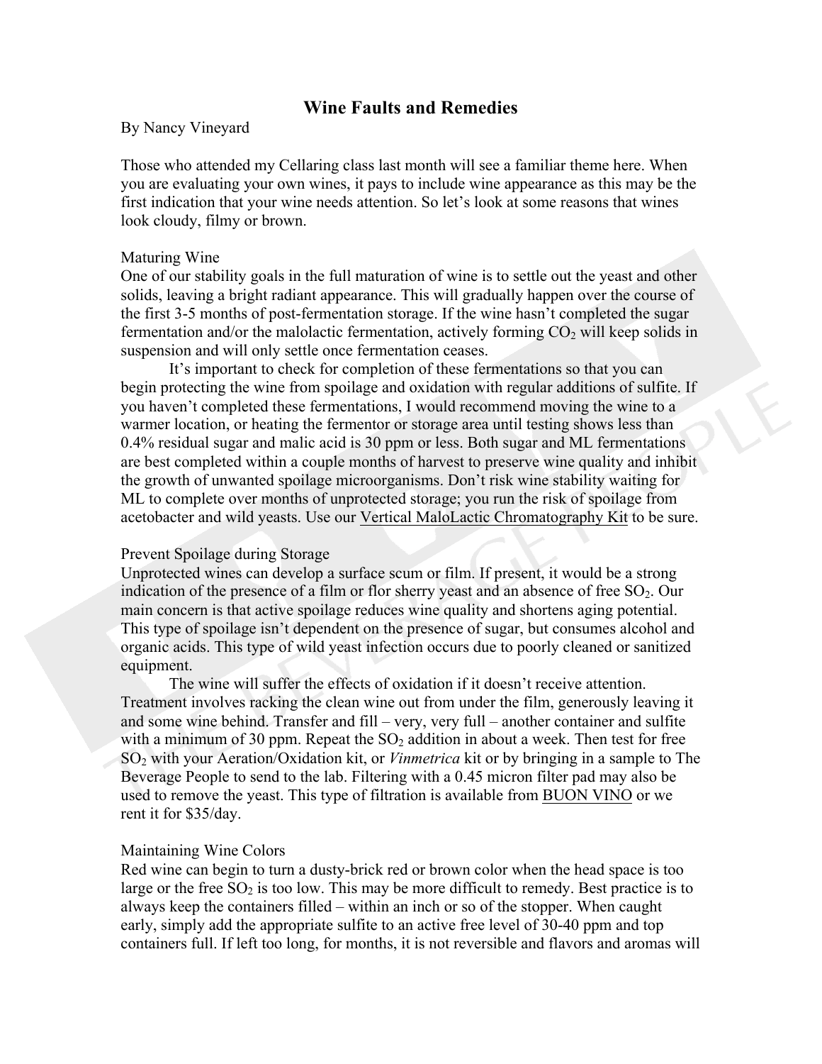# Wine Faults and Remedies

By Nancy Vineyard

Those who attended my Cellaring class last month will see a familiar theme here. When you are evaluating your own wines, it pays to include wine appearance as this may be the first indication that your wine needs attention. So let's look at some reasons that wines look cloudy, filmy or brown.

## Maturing Wine

One of our stability goals in the full maturation of wine is to settle out the yeast and other solids, leaving a bright radiant appearance. This will gradually happen over the course of the first 3-5 months of post-fermentation storage. If the wine hasn't completed the sugar fermentation and/or the malolactic fermentation, actively forming $CO_2$ will keep solids in suspension and will only settle once fermentation ceases.

It's important to check for completion of these fermentations so that you can begin protecting the wine from spoilage and oxidation with regular additions of sulfite. If you haven't completed these fermentations, I would recommend moving the wine to a warmer location, or heating the fermentor or storage area until testing shows less than 0.4% residual sugar and malic acid is 30 ppm or less. Both sugar and ML fermentations are best completed within a couple months of harvest to preserve wine quality and inhibit the growth of unwanted spoilage microorganisms. Don't risk wine stability waiting for ML to complete over months of unprotected storage; you run the risk of spoilage from acetobacter and wild yeasts. Use our Vertical MaloLactic Chromatography Kit to be sure.

## Prevent Spoilage during Storage

Unprotected wines can develop a surface scum or film. If present, it would be a strong indication of the presence of a film or flor sherry yeast and an absence of free $SO_2$. Our main concern is that active spoilage reduces wine quality and shortens aging potential. This type of spoilage isn't dependent on the presence of sugar, but consumes alcohol and organic acids. This type of wild yeast infection occurs due to poorly cleaned or sanitized equipment.

The wine will suffer the effects of oxidation if it doesn't receive attention. Treatment involves racking the clean wine out from under the film, generously leaving it and some wine behind. Transfer and fill – very, very full – another container and sulfite with a minimum of 30 ppm. Repeat the $SO_2$ addition in about a week. Then test for free $SO_2$ with your Aeration/Oxidation kit, or *Vinmetrica* kit or by bringing in a sample to The Beverage People to send to the lab. Filtering with a 0.45 micron filter pad may also be used to remove the yeast. This type of filtration is available from BUON VINO or we rent it for $35/day.

## Maintaining Wine Colors

Red wine can begin to turn a dusty-brick red or brown color when the head space is too large or the free $SO_2$ is too low. This may be more difficult to remedy. Best practice is to always keep the containers filled – within an inch or so of the stopper. When caught early, simply add the appropriate sulfite to an active free level of 30-40 ppm and top containers full. If left too long, for months, it is not reversible and flavors and aromas will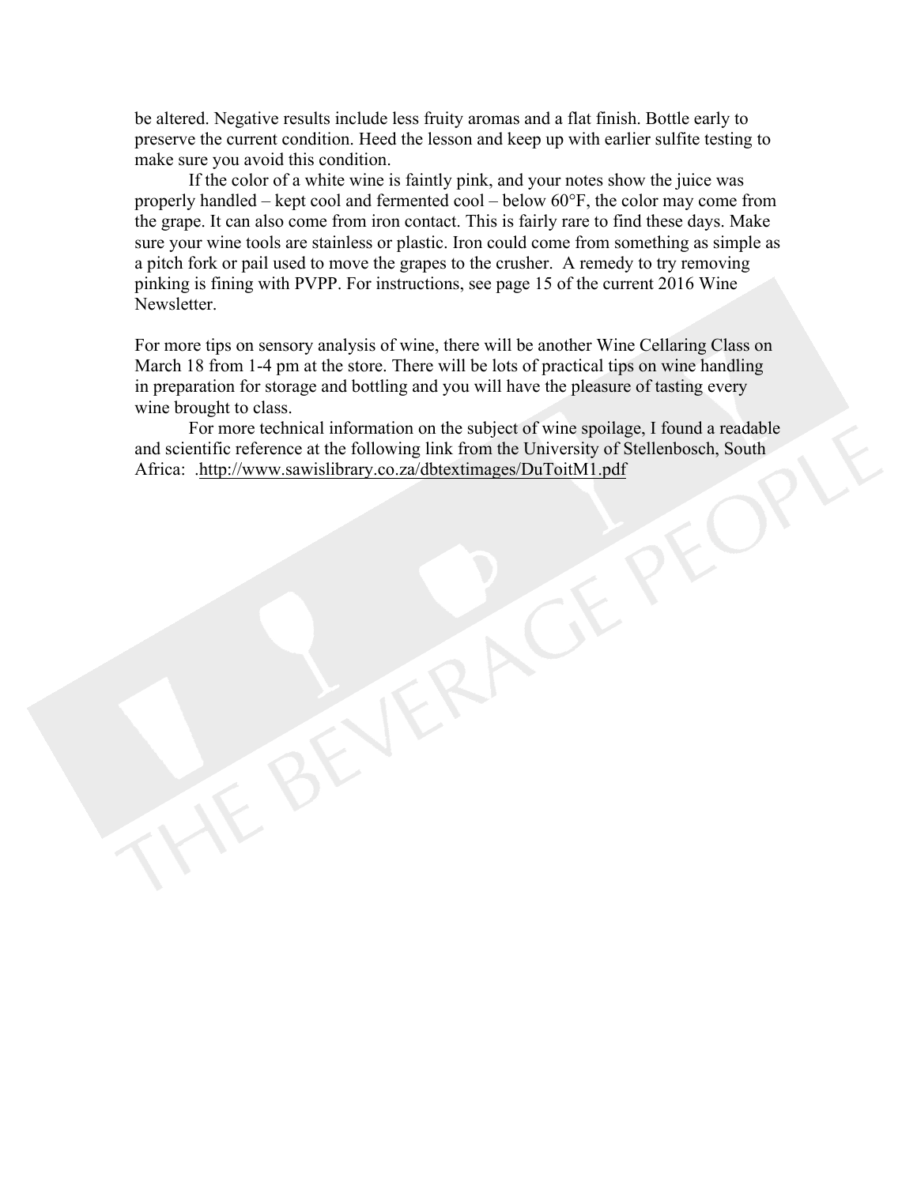be altered. Negative results include less fruity aromas and a flat finish. Bottle early to preserve the current condition. Heed the lesson and keep up with earlier sulfite testing to make sure you avoid this condition.

If the color of a white wine is faintly pink, and your notes show the juice was properly handled – kept cool and fermented cool – below 60°F, the color may come from the grape. It can also come from iron contact. This is fairly rare to find these days. Make sure your wine tools are stainless or plastic. Iron could come from something as simple as a pitch fork or pail used to move the grapes to the crusher. A remedy to try removing pinking is fining with PVPP. For instructions, see page 15 of the current 2016 Wine Newsletter.

For more tips on sensory analysis of wine, there will be another Wine Cellaring Class on March 18 from 1-4 pm at the store. There will be lots of practical tips on wine handling in preparation for storage and bottling and you will have the pleasure of tasting every wine brought to class.

For more technical information on the subject of wine spoilage, I found a readable and scientific reference at the following link from the University of Stellenbosch, South Africa: .http://www.sawislibrary.co.za/dbtextimages/DuToitM1.pdf